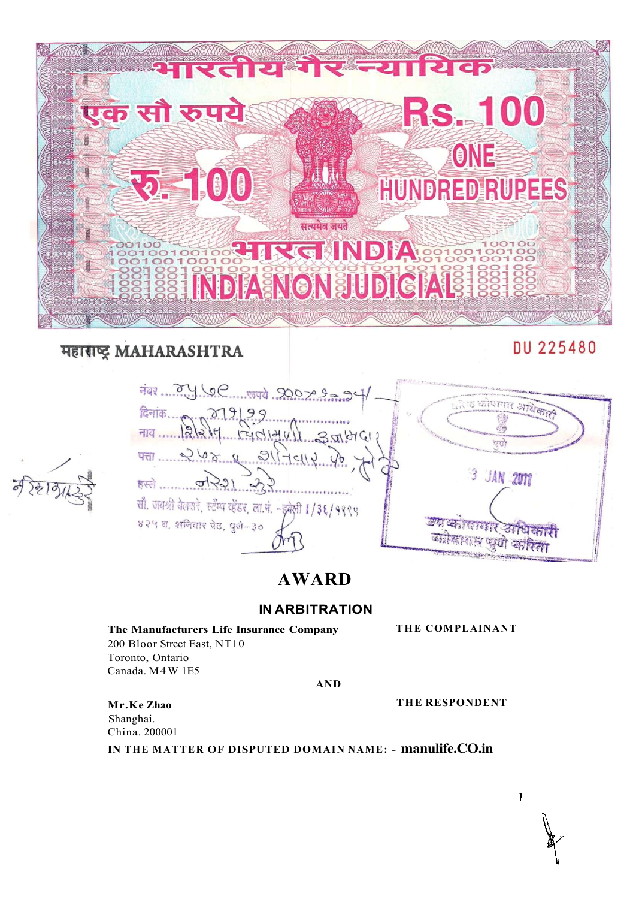भारतीय गैर न्यायिक

एक सौ रुपये Rs. 100

रु. 100 ONE HUNDRED RUPEES

सत्यमेव जयते

भारत INDIA

INDIA NON JUDICIAL

महाराष्ट्र MAHARASHTRA

DU 225480

# AWARD

## IN ARBITRATION

**The Manufacturers Life Insurance Company** — **THE COMPLAINANT**
200 Bloor Street East, NT10
Toronto, Ontario
Canada. M4W 1E5

**AND**

**Mr.Ke Zhao** — **THE RESPONDENT**
Shanghai.
China. 200001

**IN THE MATTER OF DISPUTED DOMAIN NAME: - manulife.CO.in**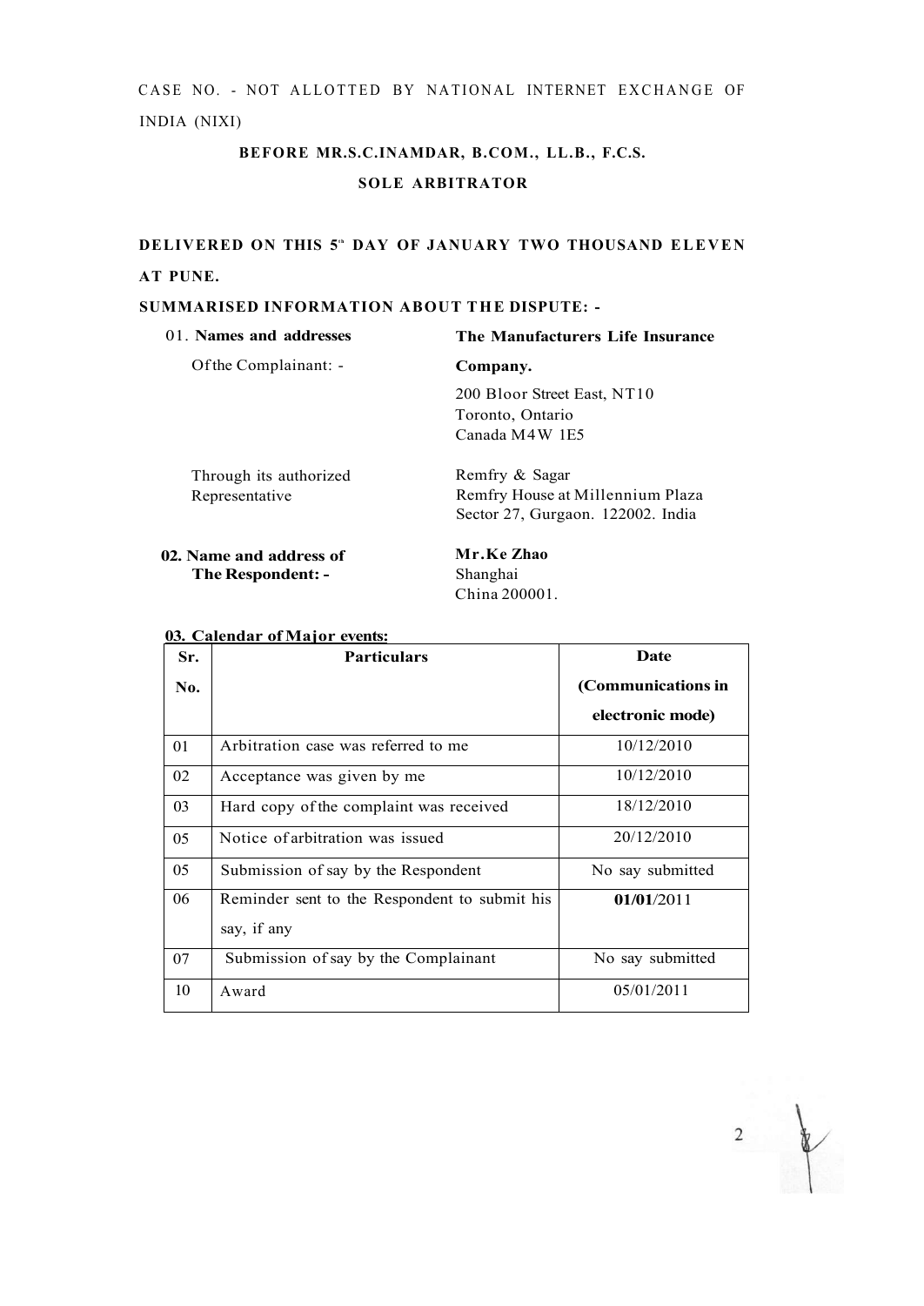CASE NO. - NOT ALLOTTED BY NATIONAL INTERNET EXCHANGE OF INDIA (NIXI)

**BEFORE MR.S.C.INAMDAR, B.COM., LL.B., F.C.S.**

**SOLE ARBITRATOR**

**DELIVERED ON THIS 5th DAY OF JANUARY TWO THOUSAND ELEVEN AT PUNE.**

**SUMMARISED INFORMATION ABOUT THE DISPUTE: -**

01. **Names and addresses** Of the Complainant: -

**The Manufacturers Life Insurance Company.**
200 Bloor Street East, NT10
Toronto, Ontario
Canada M4W 1E5

Through its authorized Representative

Remfry & Sagar
Remfry House at Millennium Plaza
Sector 27, Gurgaon. 122002. India

**02. Name and address of The Respondent: -**

**Mr.Ke Zhao**
Shanghai
China 200001.

**03. Calendar of Major events:**

| Sr. No. | Particulars | Date (Communications in electronic mode) |
|---|---|---|
| 01 | Arbitration case was referred to me | 10/12/2010 |
| 02 | Acceptance was given by me | 10/12/2010 |
| 03 | Hard copy of the complaint was received | 18/12/2010 |
| 05 | Notice of arbitration was issued | 20/12/2010 |
| 05 | Submission of say by the Respondent | No say submitted |
| 06 | Reminder sent to the Respondent to submit his say, if any | **01/01**/2011 |
| 07 | Submission of say by the Complainant | No say submitted |
| 10 | Award | 05/01/2011 |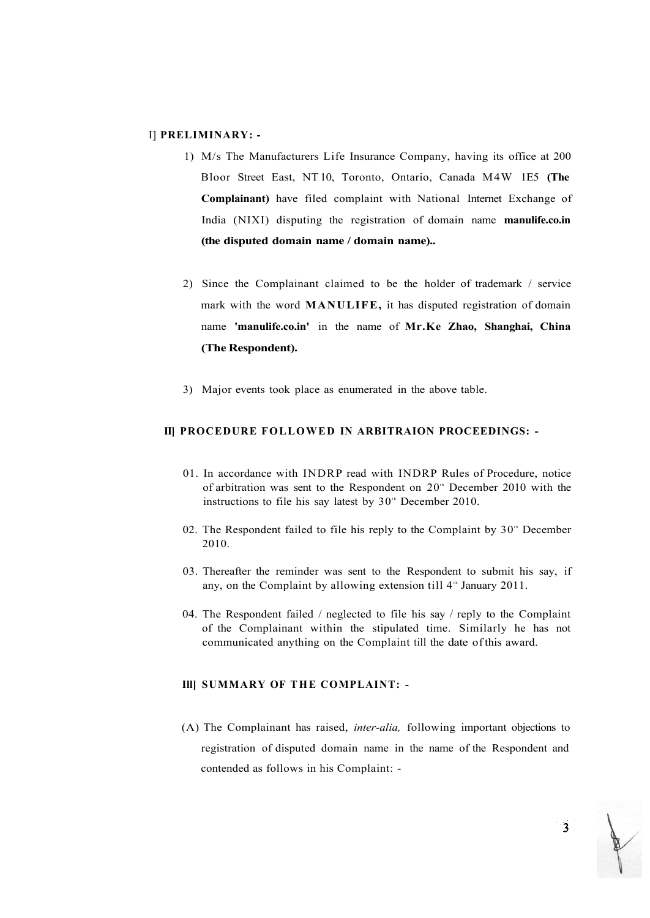## I] PRELIMINARY: -

1) M/s The Manufacturers Life Insurance Company, having its office at 200 Bloor Street East, NT 10, Toronto, Ontario, Canada M4W 1E5 **(The Complainant)** have filed complaint with National Internet Exchange of India (NIXI) disputing the registration of domain name **manulife.co.in (the disputed domain name / domain name)..**

2) Since the Complainant claimed to be the holder of trademark / service mark with the word **MANULIFE,** it has disputed registration of domain name **'manulife.co.in'** in the name of **Mr.Ke Zhao, Shanghai, China (The Respondent).**

3) Major events took place as enumerated in the above table.

## II] PROCEDURE FOLLOWED IN ARBITRAION PROCEEDINGS: -

01. In accordance with INDRP read with INDRP Rules of Procedure, notice of arbitration was sent to the Respondent on 20th December 2010 with the instructions to file his say latest by 30th December 2010.

02. The Respondent failed to file his reply to the Complaint by 30th December 2010.

03. Thereafter the reminder was sent to the Respondent to submit his say, if any, on the Complaint by allowing extension till 4th January 2011.

04. The Respondent failed / neglected to file his say / reply to the Complaint of the Complainant within the stipulated time. Similarly he has not communicated anything on the Complaint till the date of this award.

## III] SUMMARY OF THE COMPLAINT: -

(A) The Complainant has raised, *inter-alia,* following important objections to registration of disputed domain name in the name of the Respondent and contended as follows in his Complaint: -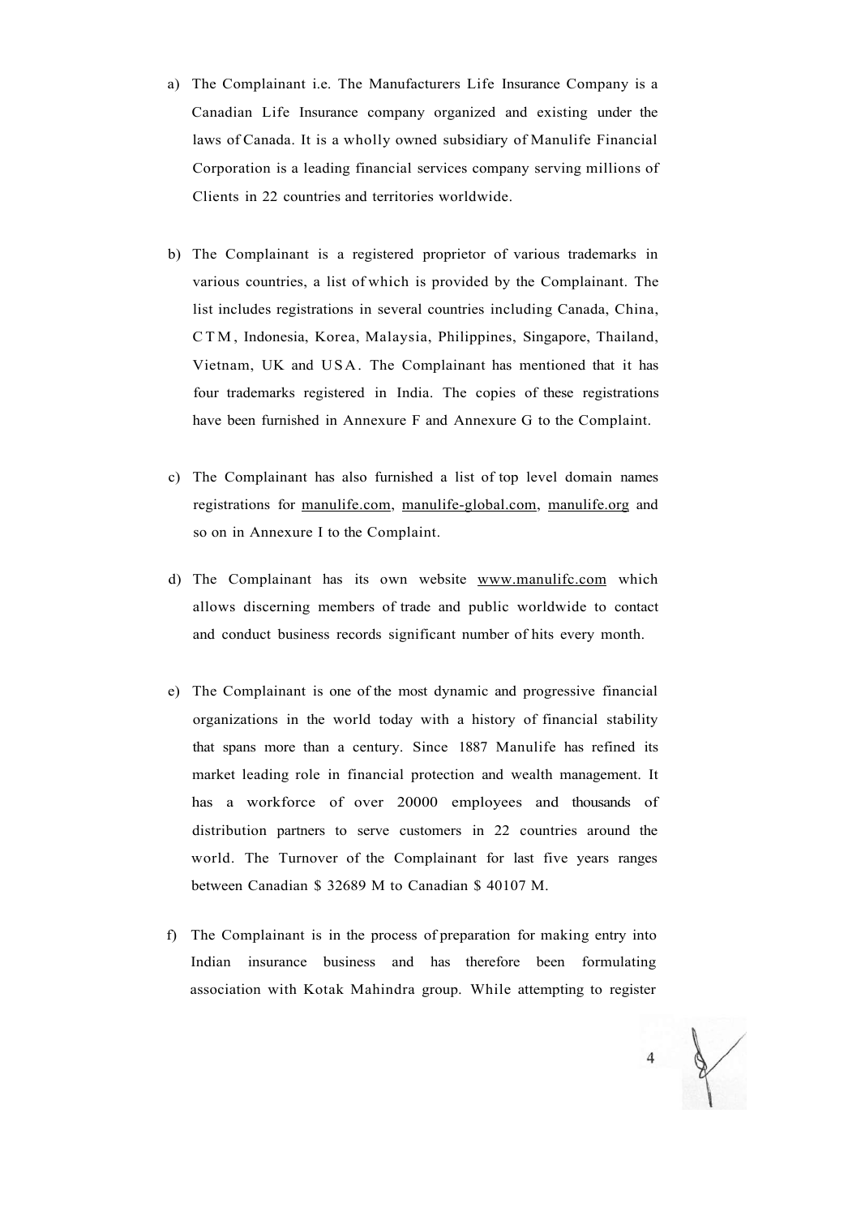a) The Complainant i.e. The Manufacturers Life Insurance Company is a Canadian Life Insurance company organized and existing under the laws of Canada. It is a wholly owned subsidiary of Manulife Financial Corporation is a leading financial services company serving millions of Clients in 22 countries and territories worldwide.

b) The Complainant is a registered proprietor of various trademarks in various countries, a list of which is provided by the Complainant. The list includes registrations in several countries including Canada, China, CTM, Indonesia, Korea, Malaysia, Philippines, Singapore, Thailand, Vietnam, UK and USA. The Complainant has mentioned that it has four trademarks registered in India. The copies of these registrations have been furnished in Annexure F and Annexure G to the Complaint.

c) The Complainant has also furnished a list of top level domain names registrations for manulife.com, manulife-global.com, manulife.org and so on in Annexure I to the Complaint.

d) The Complainant has its own website www.manulifc.com which allows discerning members of trade and public worldwide to contact and conduct business records significant number of hits every month.

e) The Complainant is one of the most dynamic and progressive financial organizations in the world today with a history of financial stability that spans more than a century. Since 1887 Manulife has refined its market leading role in financial protection and wealth management. It has a workforce of over 20000 employees and thousands of distribution partners to serve customers in 22 countries around the world. The Turnover of the Complainant for last five years ranges between Canadian $ 32689 M to Canadian $ 40107 M.

f) The Complainant is in the process of preparation for making entry into Indian insurance business and has therefore been formulating association with Kotak Mahindra group. While attempting to register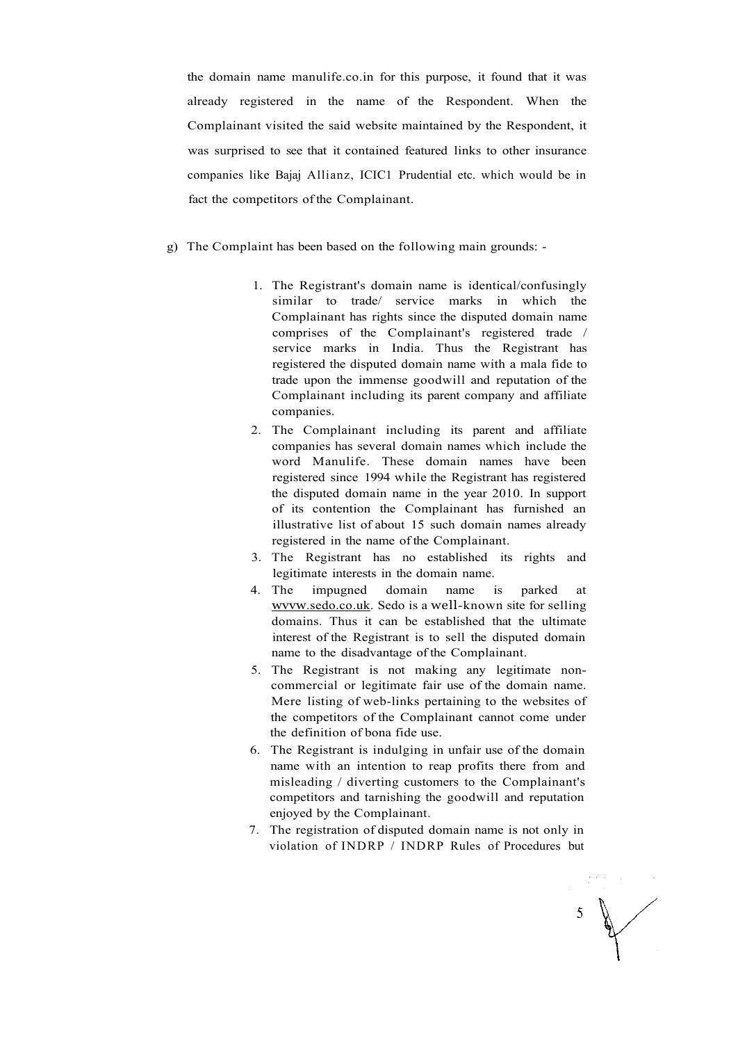the domain name manulife.co.in for this purpose, it found that it was already registered in the name of the Respondent. When the Complainant visited the said website maintained by the Respondent, it was surprised to see that it contained featured links to other insurance companies like Bajaj Allianz, ICIC1 Prudential etc. which would be in fact the competitors of the Complainant.

g) The Complaint has been based on the following main grounds: -

1. The Registrant's domain name is identical/confusingly similar to trade/ service marks in which the Complainant has rights since the disputed domain name comprises of the Complainant's registered trade / service marks in India. Thus the Registrant has registered the disputed domain name with a mala fide to trade upon the immense goodwill and reputation of the Complainant including its parent company and affiliate companies.
2. The Complainant including its parent and affiliate companies has several domain names which include the word Manulife. These domain names have been registered since 1994 while the Registrant has registered the disputed domain name in the year 2010. In support of its contention the Complainant has furnished an illustrative list of about 15 such domain names already registered in the name of the Complainant.
3. The Registrant has no established its rights and legitimate interests in the domain name.
4. The impugned domain name is parked at wvvw.sedo.co.uk. Sedo is a well-known site for selling domains. Thus it can be established that the ultimate interest of the Registrant is to sell the disputed domain name to the disadvantage of the Complainant.
5. The Registrant is not making any legitimate non-commercial or legitimate fair use of the domain name. Mere listing of web-links pertaining to the websites of the competitors of the Complainant cannot come under the definition of bona fide use.
6. The Registrant is indulging in unfair use of the domain name with an intention to reap profits there from and misleading / diverting customers to the Complainant's competitors and tarnishing the goodwill and reputation enjoyed by the Complainant.
7. The registration of disputed domain name is not only in violation of INDRP / INDRP Rules of Procedures but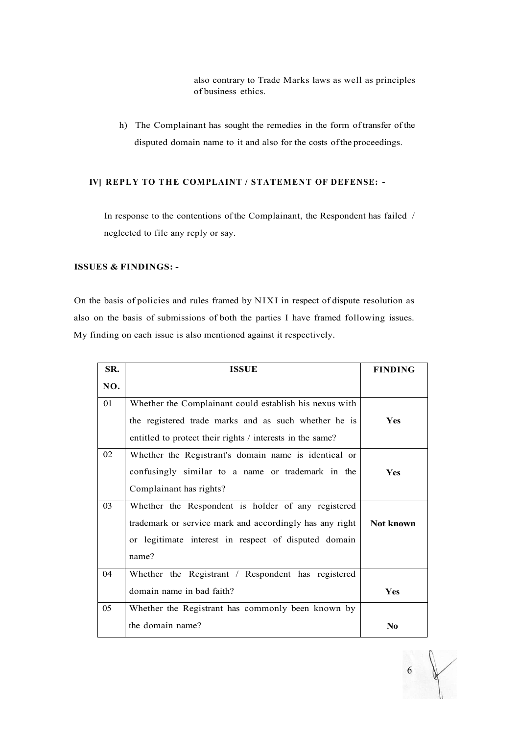also contrary to Trade Marks laws as well as principles of business ethics.

h) The Complainant has sought the remedies in the form of transfer of the disputed domain name to it and also for the costs of the proceedings.

## IV] REPLY TO THE COMPLAINT / STATEMENT OF DEFENSE: -

In response to the contentions of the Complainant, the Respondent has failed / neglected to file any reply or say.

## ISSUES & FINDINGS: -

On the basis of policies and rules framed by NIXI in respect of dispute resolution as also on the basis of submissions of both the parties I have framed following issues. My finding on each issue is also mentioned against it respectively.

| SR. NO. | ISSUE | FINDING |
|---|---|---|
| 01 | Whether the Complainant could establish his nexus with the registered trade marks and as such whether he is entitled to protect their rights / interests in the same? | **Yes** |
| 02 | Whether the Registrant's domain name is identical or confusingly similar to a name or trademark in the Complainant has rights? | **Yes** |
| 03 | Whether the Respondent is holder of any registered trademark or service mark and accordingly has any right or legitimate interest in respect of disputed domain name? | **Not known** |
| 04 | Whether the Registrant / Respondent has registered domain name in bad faith? | **Yes** |
| 05 | Whether the Registrant has commonly been known by the domain name? | **No** |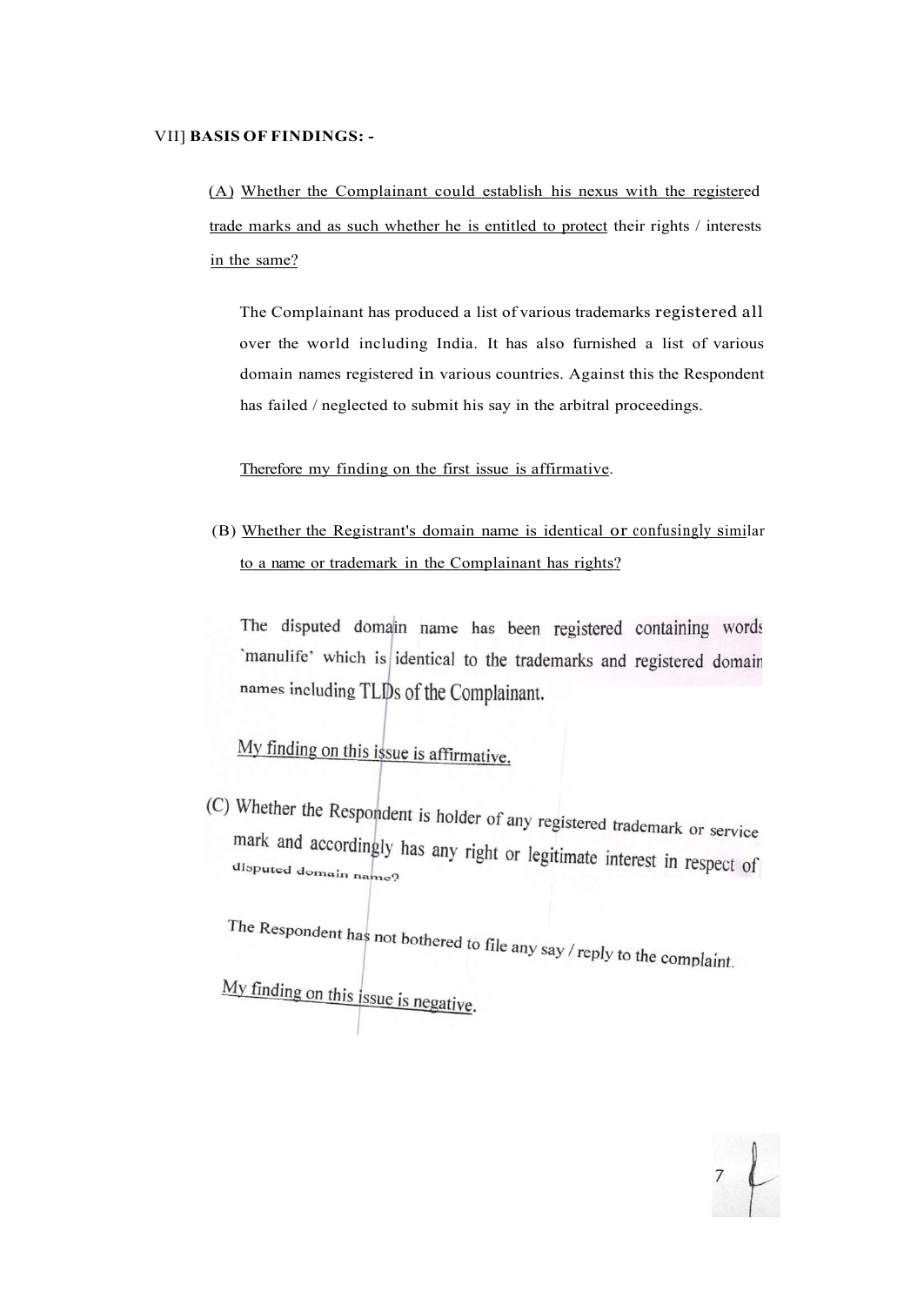VII] **BASIS OF FINDINGS: -**

(A) <u>Whether the Complainant could establish his nexus with the registered trade marks and as such whether he is entitled to protect</u> their rights / interests <u>in the same?</u>

The Complainant has produced a list of various trademarks registered all over the world including India. It has also furnished a list of various domain names registered in various countries. Against this the Respondent has failed / neglected to submit his say in the arbitral proceedings.

<u>Therefore my finding on the first issue is affirmative</u>.

(B) <u>Whether the Registrant's domain name is identical or confusingly similar to a name or trademark in the Complainant has rights?</u>

The disputed domain name has been registered containing words `manulife' which is identical to the trademarks and registered domain names including TLDs of the Complainant.

<u>My finding on this issue is affirmative.</u>

(C) Whether the Respondent is holder of any registered trademark or service mark and accordingly has any right or legitimate interest in respect of disputed domain name?

The Respondent has not bothered to file any say / reply to the complaint.

<u>My finding on this issue is negative.</u>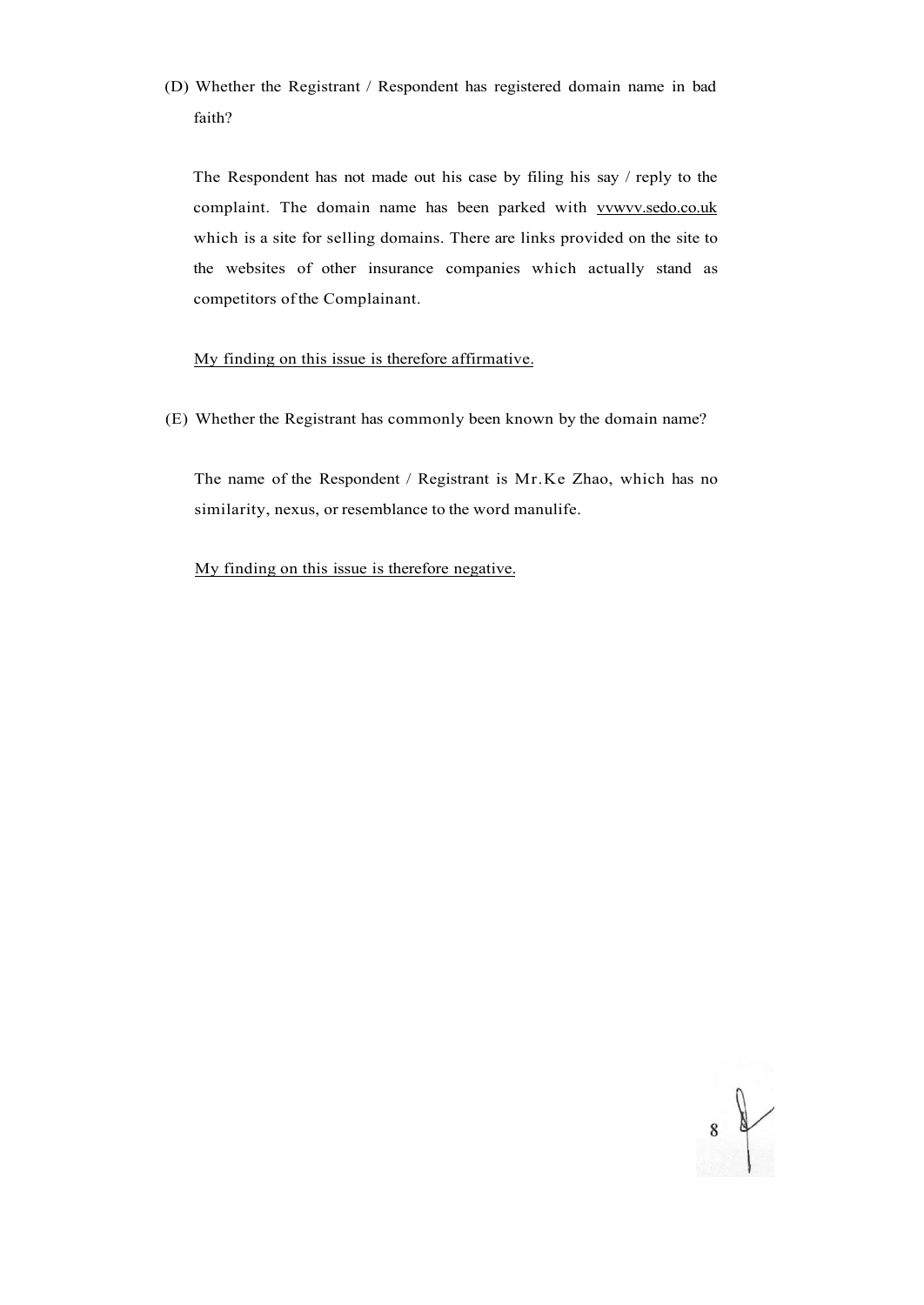(D) Whether the Registrant / Respondent has registered domain name in bad faith?

The Respondent has not made out his case by filing his say / reply to the complaint. The domain name has been parked with vvwvv.sedo.co.uk which is a site for selling domains. There are links provided on the site to the websites of other insurance companies which actually stand as competitors of the Complainant.

<u>My finding on this issue is therefore affirmative.</u>

(E) Whether the Registrant has commonly been known by the domain name?

The name of the Respondent / Registrant is Mr.Ke Zhao, which has no similarity, nexus, or resemblance to the word manulife.

<u>My finding on this issue is therefore negative.</u>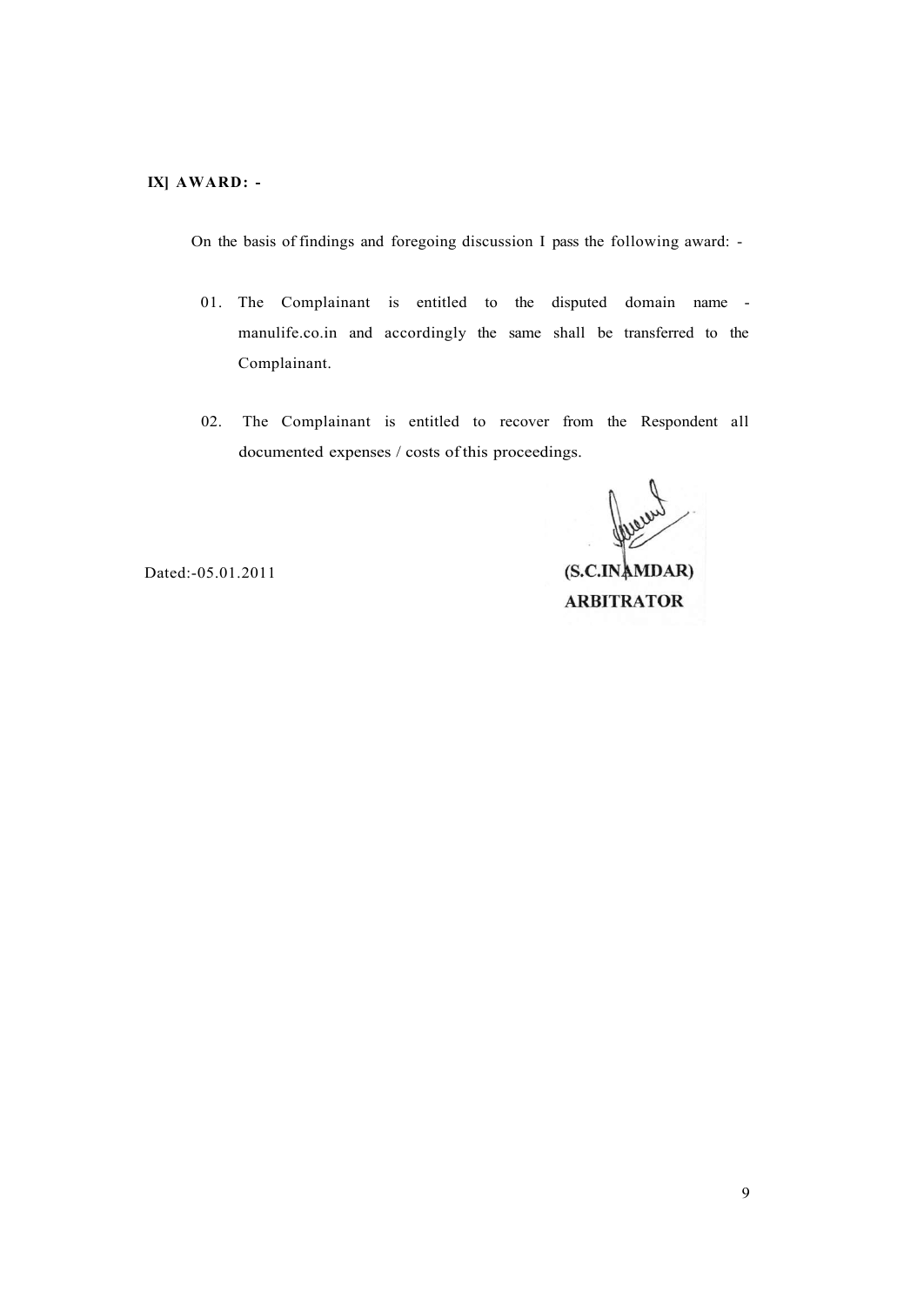**IX] AWARD: -**

On the basis of findings and foregoing discussion I pass the following award: -

01. The Complainant is entitled to the disputed domain name - manulife.co.in and accordingly the same shall be transferred to the Complainant.

02. The Complainant is entitled to recover from the Respondent all documented expenses / costs of this proceedings.

Dated:-05.01.2011

(S.C.INAMDAR)
ARBITRATOR